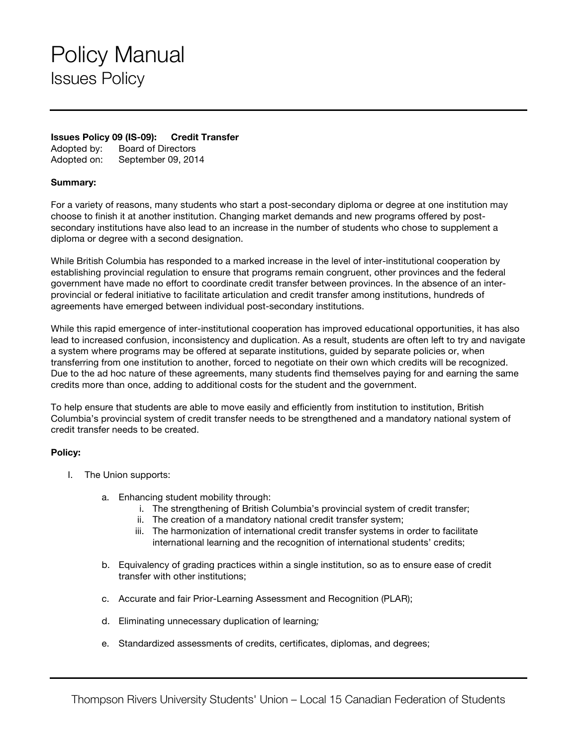# Policy Manual

## Issues Policy

**Issues Policy 09 (IS-09): Credit Transfer**
Adopted by: Board of Directors
Adopted on: September 09, 2014

**Summary:**

For a variety of reasons, many students who start a post-secondary diploma or degree at one institution may choose to finish it at another institution. Changing market demands and new programs offered by post-secondary institutions have also lead to an increase in the number of students who chose to supplement a diploma or degree with a second designation.

While British Columbia has responded to a marked increase in the level of inter-institutional cooperation by establishing provincial regulation to ensure that programs remain congruent, other provinces and the federal government have made no effort to coordinate credit transfer between provinces. In the absence of an inter-provincial or federal initiative to facilitate articulation and credit transfer among institutions, hundreds of agreements have emerged between individual post-secondary institutions.

While this rapid emergence of inter-institutional cooperation has improved educational opportunities, it has also lead to increased confusion, inconsistency and duplication. As a result, students are often left to try and navigate a system where programs may be offered at separate institutions, guided by separate policies or, when transferring from one institution to another, forced to negotiate on their own which credits will be recognized. Due to the ad hoc nature of these agreements, many students find themselves paying for and earning the same credits more than once, adding to additional costs for the student and the government.

To help ensure that students are able to move easily and efficiently from institution to institution, British Columbia's provincial system of credit transfer needs to be strengthened and a mandatory national system of credit transfer needs to be created.

**Policy:**

I. The Union supports:

   a. Enhancing student mobility through:
      i. The strengthening of British Columbia's provincial system of credit transfer;
      ii. The creation of a mandatory national credit transfer system;
      iii. The harmonization of international credit transfer systems in order to facilitate international learning and the recognition of international students' credits;

   b. Equivalency of grading practices within a single institution, so as to ensure ease of credit transfer with other institutions;

   c. Accurate and fair Prior-Learning Assessment and Recognition (PLAR);

   d. Eliminating unnecessary duplication of learning*;*

   e. Standardized assessments of credits, certificates, diplomas, and degrees;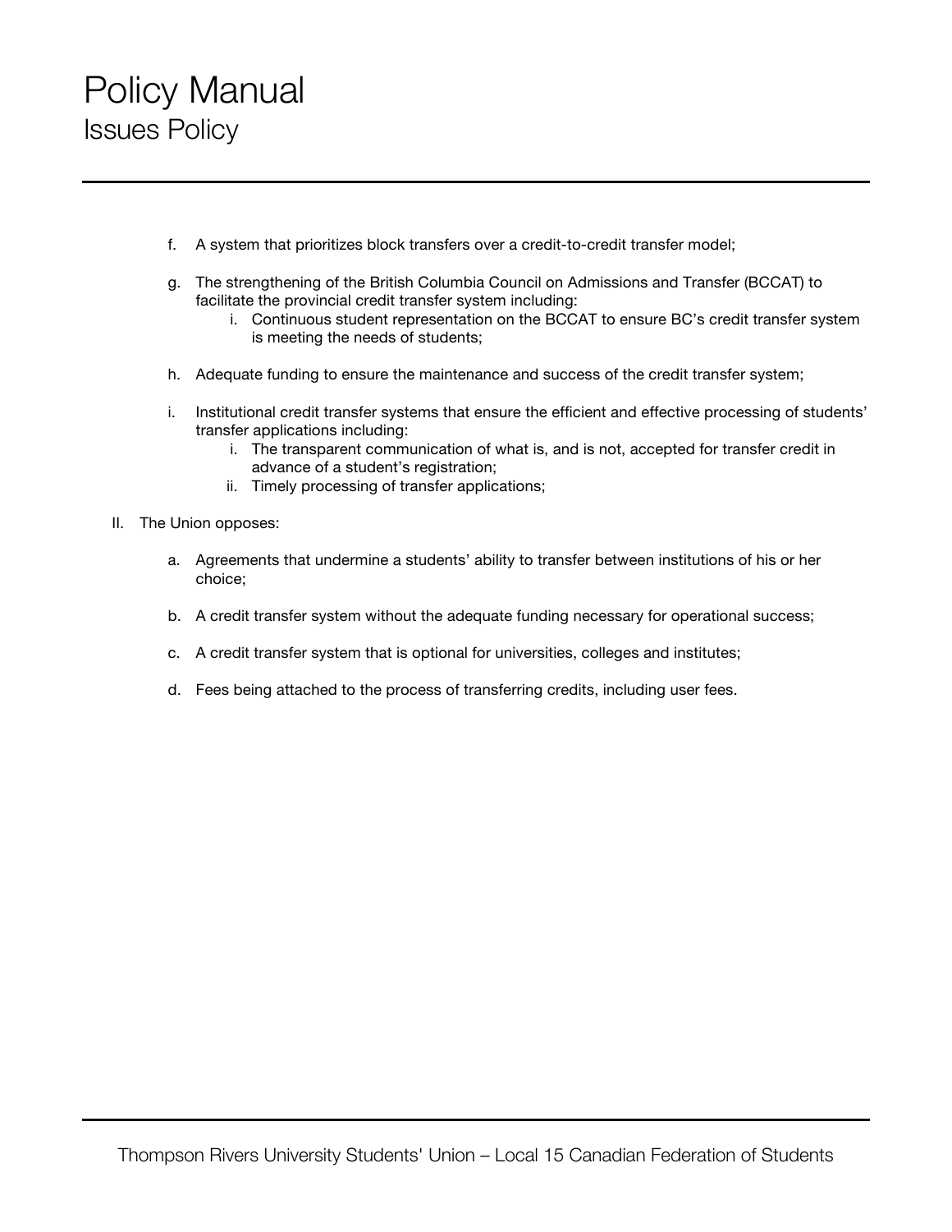f. A system that prioritizes block transfers over a credit-to-credit transfer model;

g. The strengthening of the British Columbia Council on Admissions and Transfer (BCCAT) to facilitate the provincial credit transfer system including:
   i. Continuous student representation on the BCCAT to ensure BC's credit transfer system is meeting the needs of students;

h. Adequate funding to ensure the maintenance and success of the credit transfer system;

i. Institutional credit transfer systems that ensure the efficient and effective processing of students' transfer applications including:
   i. The transparent communication of what is, and is not, accepted for transfer credit in advance of a student's registration;
   ii. Timely processing of transfer applications;

II. The Union opposes:

a. Agreements that undermine a students' ability to transfer between institutions of his or her choice;

b. A credit transfer system without the adequate funding necessary for operational success;

c. A credit transfer system that is optional for universities, colleges and institutes;

d. Fees being attached to the process of transferring credits, including user fees.